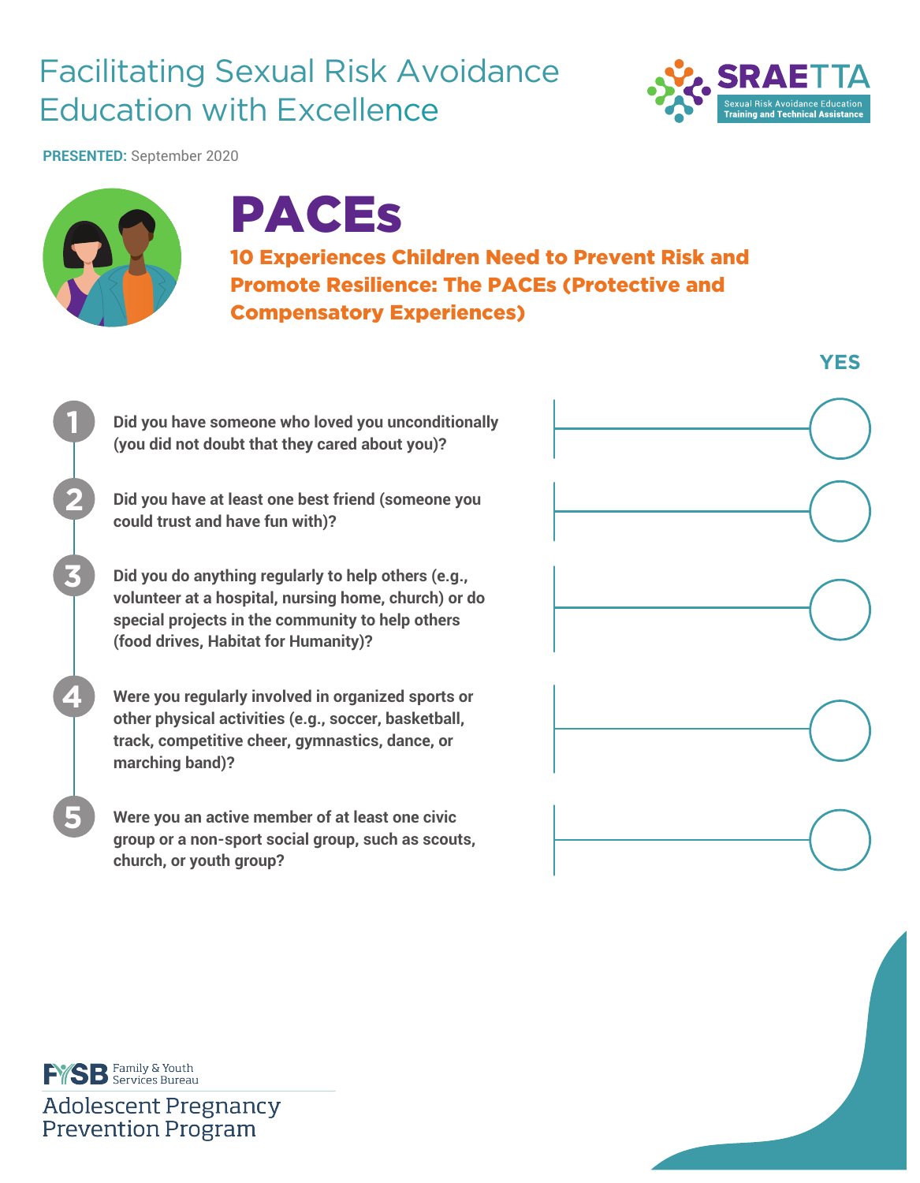# Facilitating Sexual Risk Avoidance Education with Excellence

SRAETTA
Sexual Risk Avoidance Education Training and Technical Assistance

**PRESENTED:** September 2020

# PACEs

## 10 Experiences Children Need to Prevent Risk and Promote Resilience: The PACEs (Protective and Compensatory Experiences)

| # | Question | YES |
|---|---|---|
| 1 | Did you have someone who loved you unconditionally (you did not doubt that they cared about you)? | ◯ |
| 2 | Did you have at least one best friend (someone you could trust and have fun with)? | ◯ |
| 3 | Did you do anything regularly to help others (e.g., volunteer at a hospital, nursing home, church) or do special projects in the community to help others (food drives, Habitat for Humanity)? | ◯ |
| 4 | Were you regularly involved in organized sports or other physical activities (e.g., soccer, basketball, track, competitive cheer, gymnastics, dance, or marching band)? | ◯ |
| 5 | Were you an active member of at least one civic group or a non-sport social group, such as scouts, church, or youth group? | ◯ |

FYSB Family & Youth Services Bureau

Adolescent Pregnancy Prevention Program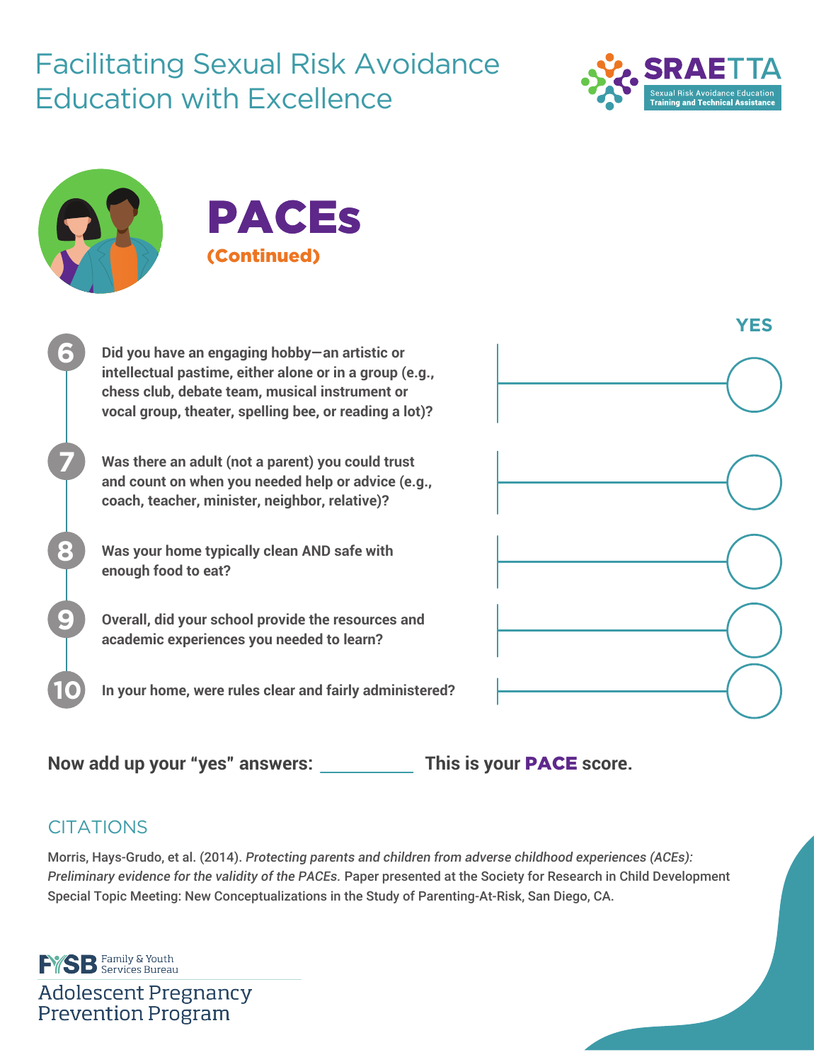# Facilitating Sexual Risk Avoidance Education with Excellence

SRAETTA
Sexual Risk Avoidance Education
Training and Technical Assistance

## PACEs

**(Continued)**

| | YES |
|---|---|
| **6** Did you have an engaging hobby—an artistic or intellectual pastime, either alone or in a group (e.g., chess club, debate team, musical instrument or vocal group, theater, spelling bee, or reading a lot)? | |
| **7** Was there an adult (not a parent) you could trust and count on when you needed help or advice (e.g., coach, teacher, minister, neighbor, relative)? | |
| **8** Was your home typically clean AND safe with enough food to eat? | |
| **9** Overall, did your school provide the resources and academic experiences you needed to learn? | |
| **10** In your home, were rules clear and fairly administered? | |

**Now add up your "yes" answers: __________ This is your PACE score.**

### CITATIONS

Morris, Hays-Grudo, et al. (2014). *Protecting parents and children from adverse childhood experiences (ACEs): Preliminary evidence for the validity of the PACEs.* Paper presented at the Society for Research in Child Development Special Topic Meeting: New Conceptualizations in the Study of Parenting-At-Risk, San Diego, CA.

FYSB Family & Youth Services Bureau

Adolescent Pregnancy Prevention Program